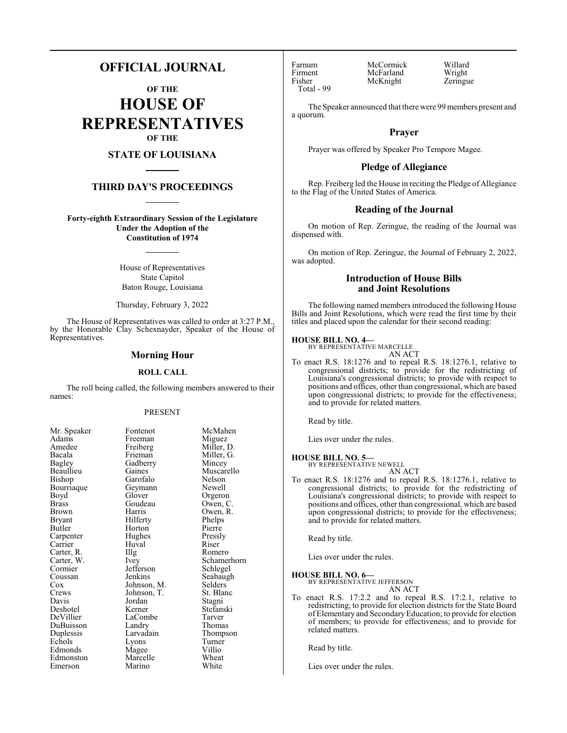# OFFICIAL JOURNAL

## OF THE

# HOUSE OF REPRESENTATIVES

## OF THE

## STATE OF LOUISIANA

## THIRD DAY'S PROCEEDINGS

**Forty-eighth Extraordinary Session of the Legislature Under the Adoption of the Constitution of 1974**

House of Representatives
State Capitol
Baton Rouge, Louisiana

Thursday, February 3, 2022

The House of Representatives was called to order at 3:27 P.M., by the Honorable Clay Schexnayder, Speaker of the House of Representatives.

## Morning Hour

### ROLL CALL

The roll being called, the following members answered to their names:

PRESENT

| | | |
|---|---|---|
| Mr. Speaker | Fontenot | McMahen |
| Adams | Freeman | Miguez |
| Amedee | Freiberg | Miller, D. |
| Bacala | Frieman | Miller, G. |
| Bagley | Gadberry | Mincey |
| Beaullieu | Gaines | Muscarello |
| Bishop | Garofalo | Nelson |
| Bourriaque | Geymann | Newell |
| Boyd | Glover | Orgeron |
| Brass | Goudeau | Owen, C. |
| Brown | Harris | Owen, R. |
| Bryant | Hilferty | Phelps |
| Butler | Horton | Pierre |
| Carpenter | Hughes | Pressly |
| Carrier | Huval | Riser |
| Carter, R. | Illg | Romero |
| Carter, W. | Ivey | Schamerhorn |
| Cormier | Jefferson | Schlegel |
| Coussan | Jenkins | Seabaugh |
| Cox | Johnson, M. | Selders |
| Crews | Johnson, T. | St. Blanc |
| Davis | Jordan | Stagni |
| Deshotel | Kerner | Stefanski |
| DeVillier | LaCombe | Tarver |
| DuBuisson | Landry | Thomas |
| Duplessis | Larvadain | Thompson |
| Echols | Lyons | Turner |
| Edmonds | Magee | Villio |
| Edmonston | Marcelle | Wheat |
| Emerson | Marino | White |
| Farnum | McCormick | Willard |
| Firment | McFarland | Wright |
| Fisher | McKnight | Zeringue |

Total - 99

The Speaker announced that there were 99 members present and a quorum.

## Prayer

Prayer was offered by Speaker Pro Tempore Magee.

## Pledge of Allegiance

Rep. Freiberg led the House in reciting the Pledge of Allegiance to the Flag of the United States of America.

## Reading of the Journal

On motion of Rep. Zeringue, the reading of the Journal was dispensed with.

On motion of Rep. Zeringue, the Journal of February 2, 2022, was adopted.

## Introduction of House Bills and Joint Resolutions

The following named members introduced the following House Bills and Joint Resolutions, which were read the first time by their titles and placed upon the calendar for their second reading:

**HOUSE BILL NO. 4—**
BY REPRESENTATIVE MARCELLE
AN ACT

To enact R.S. 18:1276 and to repeal R.S. 18:1276.1, relative to congressional districts; to provide for the redistricting of Louisiana's congressional districts; to provide with respect to positions and offices, other than congressional, which are based upon congressional districts; to provide for the effectiveness; and to provide for related matters.

Read by title.

Lies over under the rules.

**HOUSE BILL NO. 5—**
BY REPRESENTATIVE NEWELL
AN ACT

To enact R.S. 18:1276 and to repeal R.S. 18:1276.1, relative to congressional districts; to provide for the redistricting of Louisiana's congressional districts; to provide with respect to positions and offices, other than congressional, which are based upon congressional districts; to provide for the effectiveness; and to provide for related matters.

Read by title.

Lies over under the rules.

**HOUSE BILL NO. 6—**
BY REPRESENTATIVE JEFFERSON
AN ACT

To enact R.S. 17:2.2 and to repeal R.S. 17:2.1, relative to redistricting; to provide for election districts for the State Board of Elementary and Secondary Education; to provide for election of members; to provide for effectiveness; and to provide for related matters.

Read by title.

Lies over under the rules.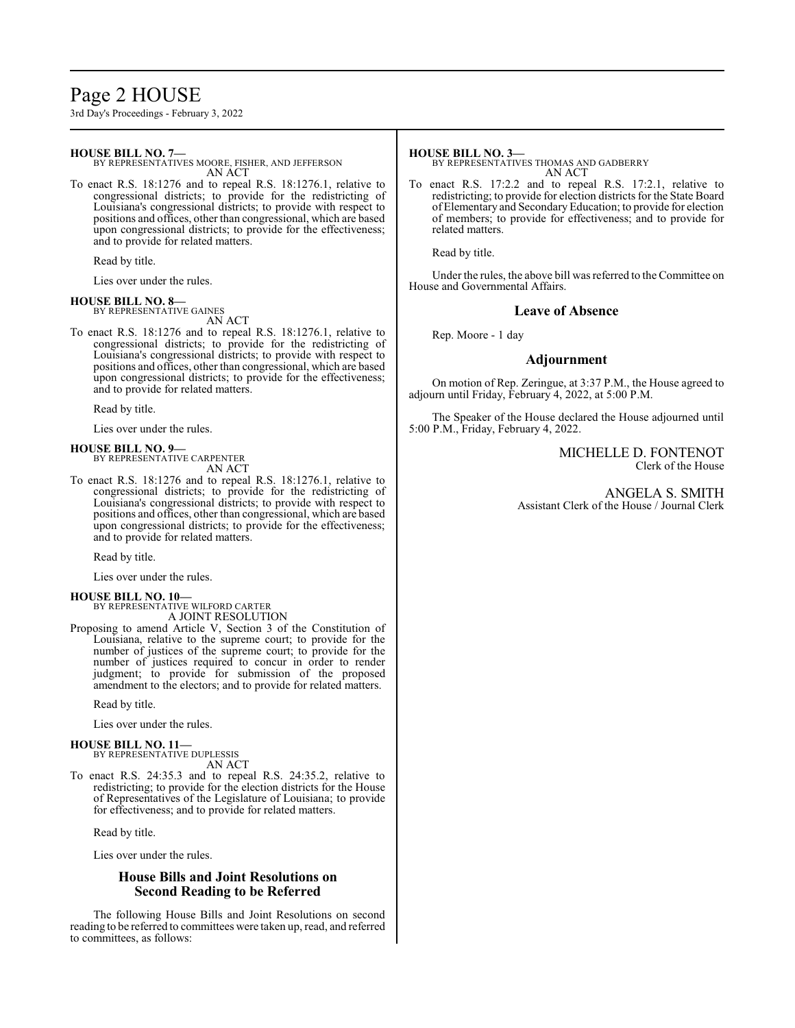**HOUSE BILL NO. 7—**
BY REPRESENTATIVES MOORE, FISHER, AND JEFFERSON
AN ACT

To enact R.S. 18:1276 and to repeal R.S. 18:1276.1, relative to congressional districts; to provide for the redistricting of Louisiana's congressional districts; to provide with respect to positions and offices, other than congressional, which are based upon congressional districts; to provide for the effectiveness; and to provide for related matters.

Read by title.

Lies over under the rules.

**HOUSE BILL NO. 8—**
BY REPRESENTATIVE GAINES
AN ACT

To enact R.S. 18:1276 and to repeal R.S. 18:1276.1, relative to congressional districts; to provide for the redistricting of Louisiana's congressional districts; to provide with respect to positions and offices, other than congressional, which are based upon congressional districts; to provide for the effectiveness; and to provide for related matters.

Read by title.

Lies over under the rules.

**HOUSE BILL NO. 9—**
BY REPRESENTATIVE CARPENTER
AN ACT

To enact R.S. 18:1276 and to repeal R.S. 18:1276.1, relative to congressional districts; to provide for the redistricting of Louisiana's congressional districts; to provide with respect to positions and offices, other than congressional, which are based upon congressional districts; to provide for the effectiveness; and to provide for related matters.

Read by title.

Lies over under the rules.

**HOUSE BILL NO. 10—**
BY REPRESENTATIVE WILFORD CARTER
A JOINT RESOLUTION

Proposing to amend Article V, Section 3 of the Constitution of Louisiana, relative to the supreme court; to provide for the number of justices of the supreme court; to provide for the number of justices required to concur in order to render judgment; to provide for submission of the proposed amendment to the electors; and to provide for related matters.

Read by title.

Lies over under the rules.

**HOUSE BILL NO. 11—**
BY REPRESENTATIVE DUPLESSIS
AN ACT

To enact R.S. 24:35.3 and to repeal R.S. 24:35.2, relative to redistricting; to provide for the election districts for the House of Representatives of the Legislature of Louisiana; to provide for effectiveness; and to provide for related matters.

Read by title.

Lies over under the rules.

## House Bills and Joint Resolutions on Second Reading to be Referred

The following House Bills and Joint Resolutions on second reading to be referred to committees were taken up, read, and referred to committees, as follows:

**HOUSE BILL NO. 3—**
BY REPRESENTATIVES THOMAS AND GADBERRY
AN ACT

To enact R.S. 17:2.2 and to repeal R.S. 17:2.1, relative to redistricting; to provide for election districts for the State Board of Elementary and Secondary Education; to provide for election of members; to provide for effectiveness; and to provide for related matters.

Read by title.

Under the rules, the above bill was referred to the Committee on House and Governmental Affairs.

## Leave of Absence

Rep. Moore - 1 day

## Adjournment

On motion of Rep. Zeringue, at 3:37 P.M., the House agreed to adjourn until Friday, February 4, 2022, at 5:00 P.M.

The Speaker of the House declared the House adjourned until 5:00 P.M., Friday, February 4, 2022.

MICHELLE D. FONTENOT
Clerk of the House

ANGELA S. SMITH
Assistant Clerk of the House / Journal Clerk